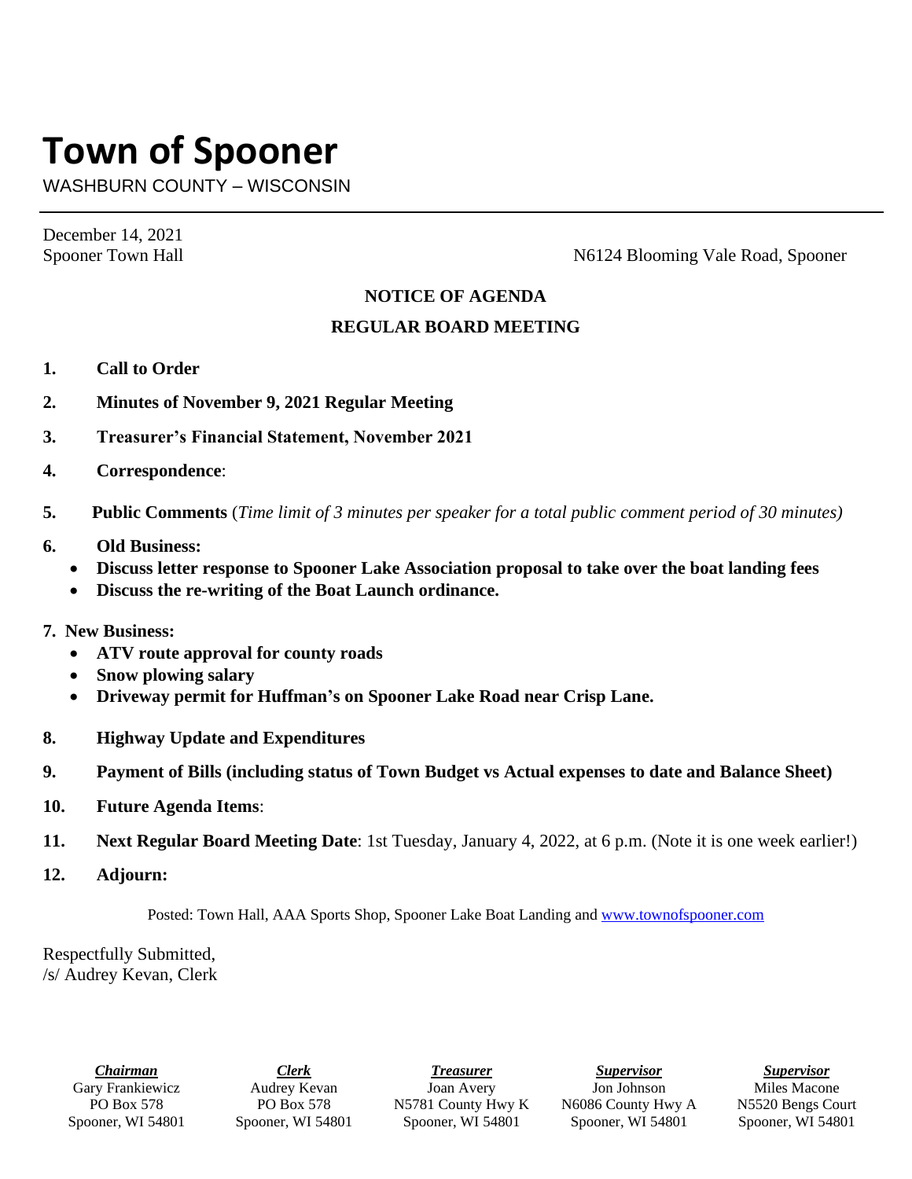# Town of Spooner

WASHBURN COUNTY – WISCONSIN

---

December 14, 2021

Spooner Town Hall N6124 Blooming Vale Road, Spooner

**NOTICE OF AGENDA**

**REGULAR BOARD MEETING**

1. **Call to Order**
2. **Minutes of November 9, 2021 Regular Meeting**
3. **Treasurer's Financial Statement, November 2021**
4. **Correspondence**:
5. **Public Comments** (*Time limit of 3 minutes per speaker for a total public comment period of 30 minutes)*
6. **Old Business:**
   - **Discuss letter response to Spooner Lake Association proposal to take over the boat landing fees**
   - **Discuss the re-writing of the Boat Launch ordinance.**
7. **New Business:**
   - **ATV route approval for county roads**
   - **Snow plowing salary**
   - **Driveway permit for Huffman's on Spooner Lake Road near Crisp Lane.**
8. **Highway Update and Expenditures**
9. **Payment of Bills (including status of Town Budget vs Actual expenses to date and Balance Sheet)**
10. **Future Agenda Items**:
11. **Next Regular Board Meeting Date**: 1st Tuesday, January 4, 2022, at 6 p.m. (Note it is one week earlier!)
12. **Adjourn:**

Posted: Town Hall, AAA Sports Shop, Spooner Lake Boat Landing and www.townofspooner.com

Respectfully Submitted,
/s/ Audrey Kevan, Clerk

| ***Chairman*** | ***Clerk*** | ***Treasurer*** | ***Supervisor*** | ***Supervisor*** |
|---|---|---|---|---|
| Gary Frankiewicz | Audrey Kevan | Joan Avery | Jon Johnson | Miles Macone |
| PO Box 578 | PO Box 578 | N5781 County Hwy K | N6086 County Hwy A | N5520 Bengs Court |
| Spooner, WI 54801 | Spooner, WI 54801 | Spooner, WI 54801 | Spooner, WI 54801 | Spooner, WI 54801 |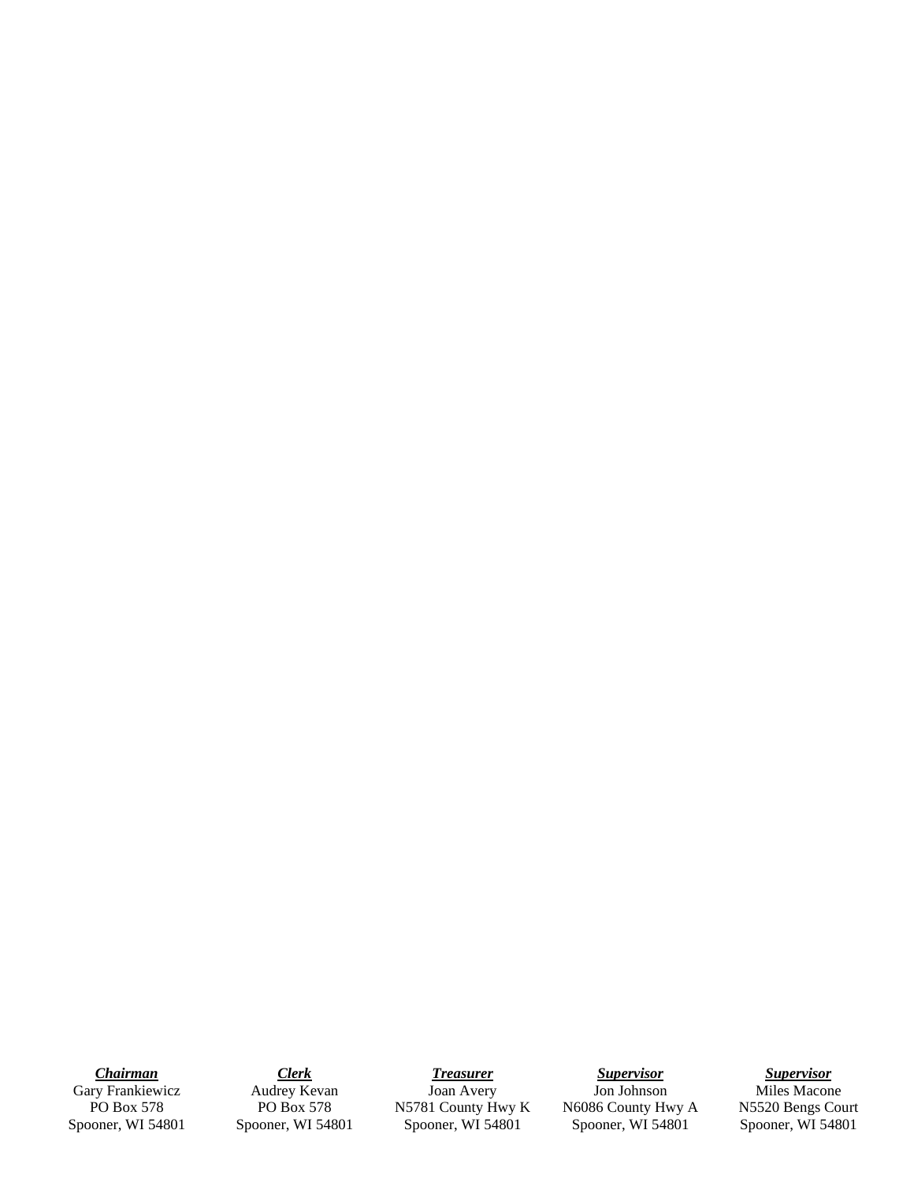| ***Chairman*** | ***Clerk*** | ***Treasurer*** | ***Supervisor*** | ***Supervisor*** |
|---|---|---|---|---|
| Gary Frankiewicz | Audrey Kevan | Joan Avery | Jon Johnson | Miles Macone |
| PO Box 578 | PO Box 578 | N5781 County Hwy K | N6086 County Hwy A | N5520 Bengs Court |
| Spooner, WI 54801 | Spooner, WI 54801 | Spooner, WI 54801 | Spooner, WI 54801 | Spooner, WI 54801 |